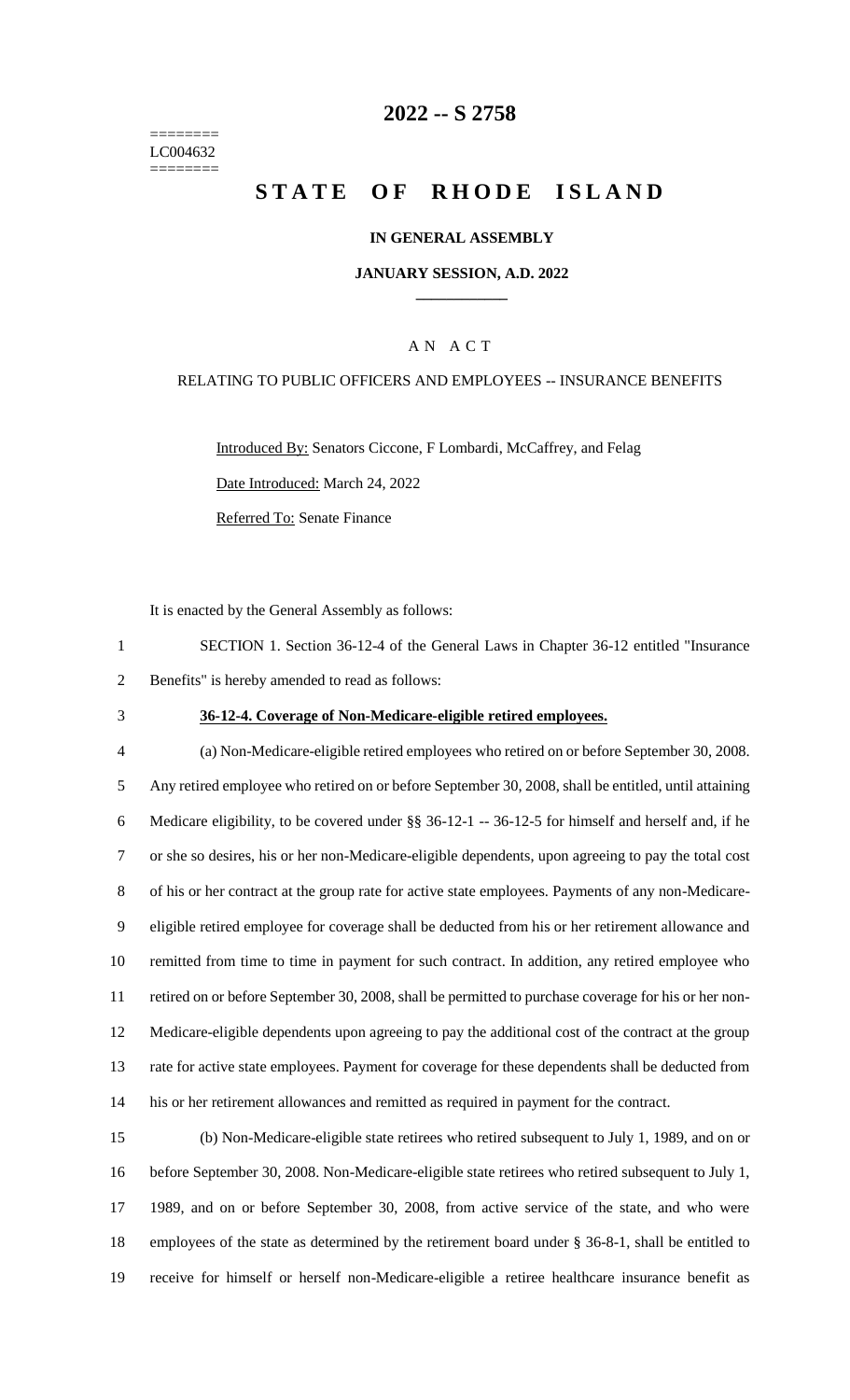========
LC004632
========

# 2022 -- S 2758

# STATE OF RHODE ISLAND

**IN GENERAL ASSEMBLY**

**JANUARY SESSION, A.D. 2022**

A N A C T

RELATING TO PUBLIC OFFICERS AND EMPLOYEES -- INSURANCE BENEFITS

Introduced By: Senators Ciccone, F Lombardi, McCaffrey, and Felag

Date Introduced: March 24, 2022

Referred To: Senate Finance

It is enacted by the General Assembly as follows:

1 SECTION 1. Section 36-12-4 of the General Laws in Chapter 36-12 entitled "Insurance
2 Benefits" is hereby amended to read as follows:

3 **36-12-4. Coverage of Non-Medicare-eligible retired employees.**

4 (a) Non-Medicare-eligible retired employees who retired on or before September 30, 2008.
5 Any retired employee who retired on or before September 30, 2008, shall be entitled, until attaining
6 Medicare eligibility, to be covered under §§ 36-12-1 -- 36-12-5 for himself and herself and, if he
7 or she so desires, his or her non-Medicare-eligible dependents, upon agreeing to pay the total cost
8 of his or her contract at the group rate for active state employees. Payments of any non-Medicare-
9 eligible retired employee for coverage shall be deducted from his or her retirement allowance and
10 remitted from time to time in payment for such contract. In addition, any retired employee who
11 retired on or before September 30, 2008, shall be permitted to purchase coverage for his or her non-
12 Medicare-eligible dependents upon agreeing to pay the additional cost of the contract at the group
13 rate for active state employees. Payment for coverage for these dependents shall be deducted from
14 his or her retirement allowances and remitted as required in payment for the contract.

15 (b) Non-Medicare-eligible state retirees who retired subsequent to July 1, 1989, and on or
16 before September 30, 2008. Non-Medicare-eligible state retirees who retired subsequent to July 1,
17 1989, and on or before September 30, 2008, from active service of the state, and who were
18 employees of the state as determined by the retirement board under § 36-8-1, shall be entitled to
19 receive for himself or herself non-Medicare-eligible a retiree healthcare insurance benefit as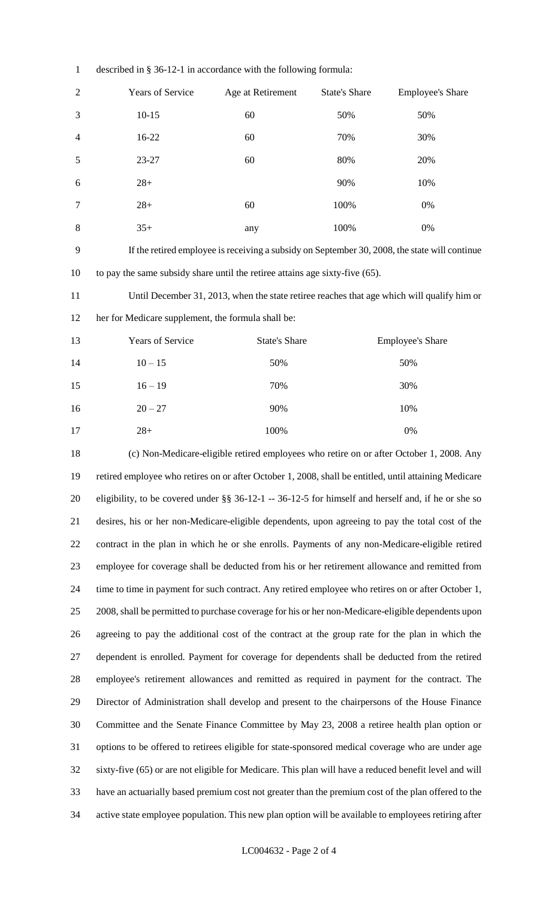described in § 36-12-1 in accordance with the following formula:

| Years of Service | Age at Retirement | State's Share | Employee's Share |
|---|---|---|---|
| 10-15 | 60 | 50% | 50% |
| 16-22 | 60 | 70% | 30% |
| 23-27 | 60 | 80% | 20% |
| 28+ | | 90% | 10% |
| 28+ | 60 | 100% | 0% |
| 35+ | any | 100% | 0% |

If the retired employee is receiving a subsidy on September 30, 2008, the state will continue to pay the same subsidy share until the retiree attains age sixty-five (65).

Until December 31, 2013, when the state retiree reaches that age which will qualify him or her for Medicare supplement, the formula shall be:

| Years of Service | State's Share | Employee's Share |
|---|---|---|
| 10 – 15 | 50% | 50% |
| 16 – 19 | 70% | 30% |
| 20 – 27 | 90% | 10% |
| 28+ | 100% | 0% |

(c) Non-Medicare-eligible retired employees who retire on or after October 1, 2008. Any retired employee who retires on or after October 1, 2008, shall be entitled, until attaining Medicare eligibility, to be covered under §§ 36-12-1 -- 36-12-5 for himself and herself and, if he or she so desires, his or her non-Medicare-eligible dependents, upon agreeing to pay the total cost of the contract in the plan in which he or she enrolls. Payments of any non-Medicare-eligible retired employee for coverage shall be deducted from his or her retirement allowance and remitted from time to time in payment for such contract. Any retired employee who retires on or after October 1, 2008, shall be permitted to purchase coverage for his or her non-Medicare-eligible dependents upon agreeing to pay the additional cost of the contract at the group rate for the plan in which the dependent is enrolled. Payment for coverage for dependents shall be deducted from the retired employee's retirement allowances and remitted as required in payment for the contract. The Director of Administration shall develop and present to the chairpersons of the House Finance Committee and the Senate Finance Committee by May 23, 2008 a retiree health plan option or options to be offered to retirees eligible for state-sponsored medical coverage who are under age sixty-five (65) or are not eligible for Medicare. This plan will have a reduced benefit level and will have an actuarially based premium cost not greater than the premium cost of the plan offered to the active state employee population. This new plan option will be available to employees retiring after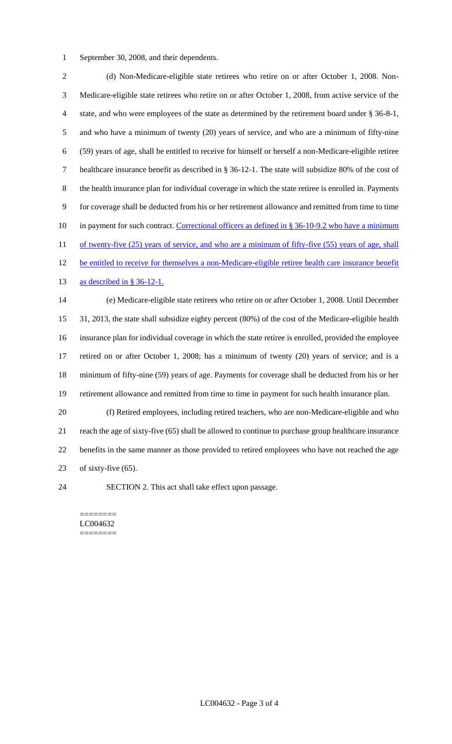September 30, 2008, and their dependents.

(d) Non-Medicare-eligible state retirees who retire on or after October 1, 2008. Non-Medicare-eligible state retirees who retire on or after October 1, 2008, from active service of the state, and who were employees of the state as determined by the retirement board under § 36-8-1, and who have a minimum of twenty (20) years of service, and who are a minimum of fifty-nine (59) years of age, shall be entitled to receive for himself or herself a non-Medicare-eligible retiree healthcare insurance benefit as described in § 36-12-1. The state will subsidize 80% of the cost of the health insurance plan for individual coverage in which the state retiree is enrolled in. Payments for coverage shall be deducted from his or her retirement allowance and remitted from time to time in payment for such contract. Correctional officers as defined in § 36-10-9.2 who have a minimum of twenty-five (25) years of service, and who are a minimum of fifty-five (55) years of age, shall be entitled to receive for themselves a non-Medicare-eligible retiree health care insurance benefit as described in § 36-12-1.

(e) Medicare-eligible state retirees who retire on or after October 1, 2008. Until December 31, 2013, the state shall subsidize eighty percent (80%) of the cost of the Medicare-eligible health insurance plan for individual coverage in which the state retiree is enrolled, provided the employee retired on or after October 1, 2008; has a minimum of twenty (20) years of service; and is a minimum of fifty-nine (59) years of age. Payments for coverage shall be deducted from his or her retirement allowance and remitted from time to time in payment for such health insurance plan.

(f) Retired employees, including retired teachers, who are non-Medicare-eligible and who reach the age of sixty-five (65) shall be allowed to continue to purchase group healthcare insurance benefits in the same manner as those provided to retired employees who have not reached the age of sixty-five (65).

SECTION 2. This act shall take effect upon passage.

========
LC004632
========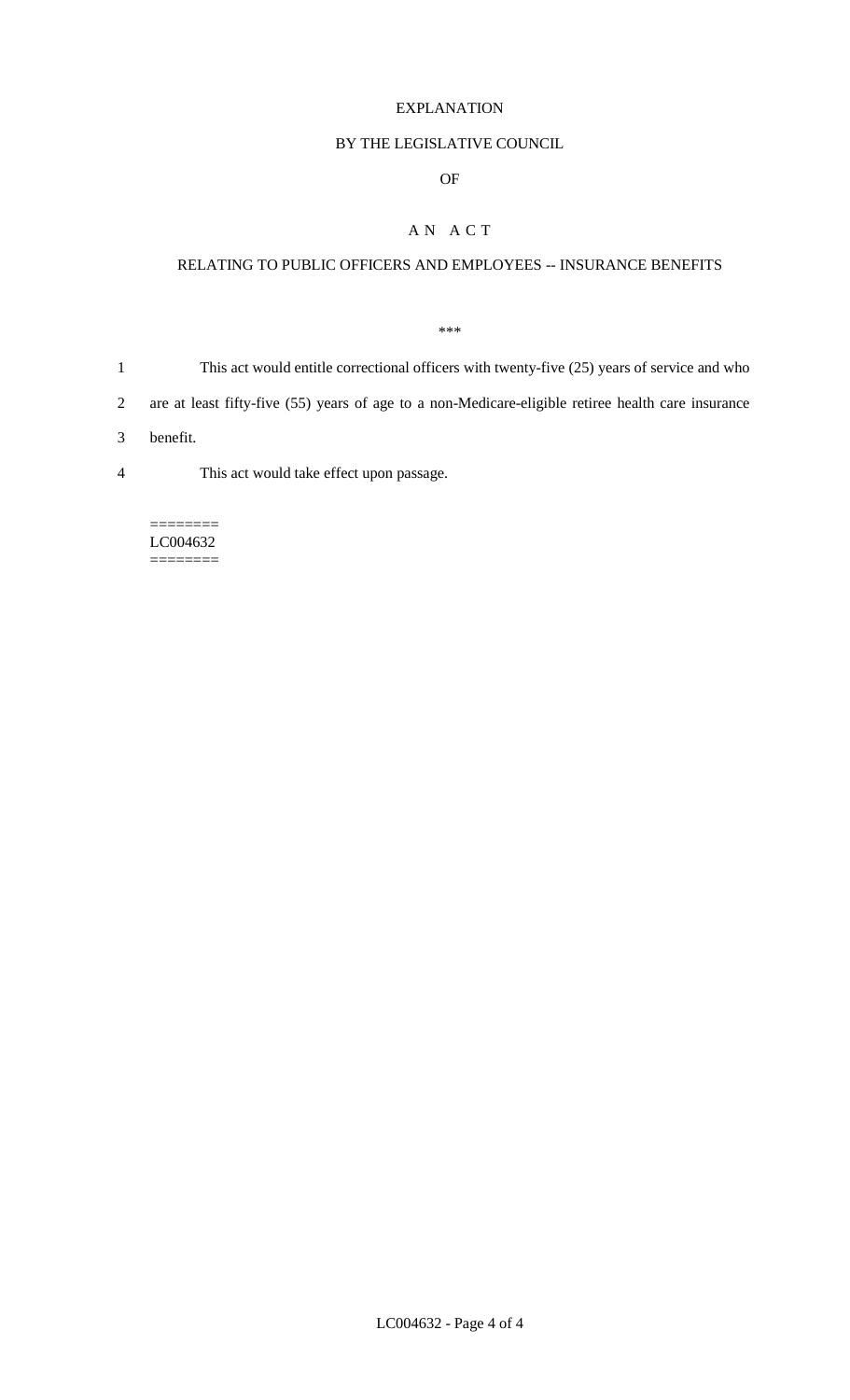EXPLANATION

BY THE LEGISLATIVE COUNCIL

OF

A N A C T

RELATING TO PUBLIC OFFICERS AND EMPLOYEES -- INSURANCE BENEFITS

\*\*\*

1. This act would entitle correctional officers with twenty-five (25) years of service and who
2. are at least fifty-five (55) years of age to a non-Medicare-eligible retiree health care insurance
3. benefit.
4. This act would take effect upon passage.

========
LC004632
========